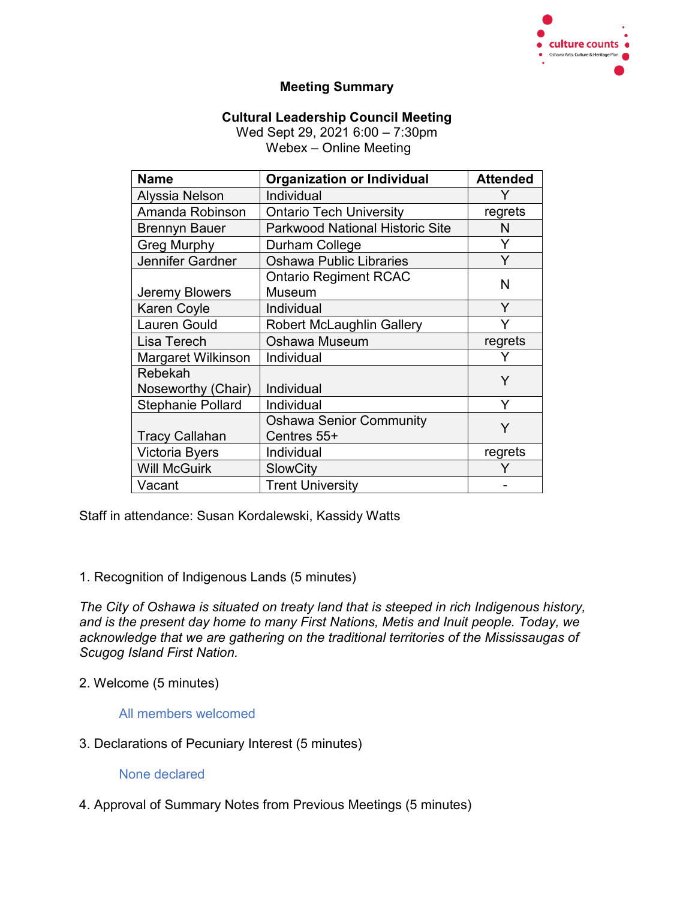**Meeting Summary**

**Cultural Leadership Council Meeting**
Wed Sept 29, 2021 6:00 – 7:30pm
Webex – Online Meeting

| Name | Organization or Individual | Attended |
|---|---|---|
| Alyssia Nelson | Individual | Y |
| Amanda Robinson | Ontario Tech University | regrets |
| Brennyn Bauer | Parkwood National Historic Site | N |
| Greg Murphy | Durham College | Y |
| Jennifer Gardner | Oshawa Public Libraries | Y |
| Jeremy Blowers | Ontario Regiment RCAC Museum | N |
| Karen Coyle | Individual | Y |
| Lauren Gould | Robert McLaughlin Gallery | Y |
| Lisa Terech | Oshawa Museum | regrets |
| Margaret Wilkinson | Individual | Y |
| Rebekah Noseworthy (Chair) | Individual | Y |
| Stephanie Pollard | Individual | Y |
| Tracy Callahan | Oshawa Senior Community Centres 55+ | Y |
| Victoria Byers | Individual | regrets |
| Will McGuirk | SlowCity | Y |
| Vacant | Trent University | - |

Staff in attendance: Susan Kordalewski, Kassidy Watts

1. Recognition of Indigenous Lands (5 minutes)

*The City of Oshawa is situated on treaty land that is steeped in rich Indigenous history, and is the present day home to many First Nations, Metis and Inuit people. Today, we acknowledge that we are gathering on the traditional territories of the Mississaugas of Scugog Island First Nation.*

2. Welcome (5 minutes)

All members welcomed

3. Declarations of Pecuniary Interest (5 minutes)

None declared

4. Approval of Summary Notes from Previous Meetings (5 minutes)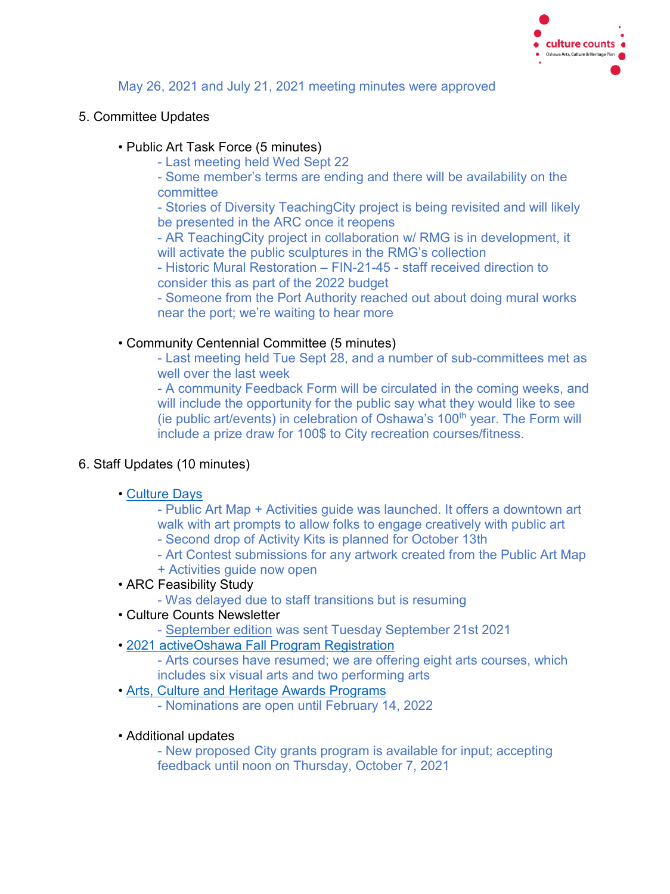May 26, 2021 and July 21, 2021 meeting minutes were approved

5. Committee Updates

- Public Art Task Force (5 minutes)
  - Last meeting held Wed Sept 22
  - Some member's terms are ending and there will be availability on the committee
  - Stories of Diversity TeachingCity project is being revisited and will likely be presented in the ARC once it reopens
  - AR TeachingCity project in collaboration w/ RMG is in development, it will activate the public sculptures in the RMG's collection
  - Historic Mural Restoration – FIN-21-45 - staff received direction to consider this as part of the 2022 budget
  - Someone from the Port Authority reached out about doing mural works near the port; we're waiting to hear more

- Community Centennial Committee (5 minutes)
  - Last meeting held Tue Sept 28, and a number of sub-committees met as well over the last week
  - A community Feedback Form will be circulated in the coming weeks, and will include the opportunity for the public say what they would like to see (ie public art/events) in celebration of Oshawa's 100th year. The Form will include a prize draw for 100$ to City recreation courses/fitness.

6. Staff Updates (10 minutes)

- Culture Days
  - Public Art Map + Activities guide was launched. It offers a downtown art walk with art prompts to allow folks to engage creatively with public art
  - Second drop of Activity Kits is planned for October 13th
  - Art Contest submissions for any artwork created from the Public Art Map + Activities guide now open
- ARC Feasibility Study
  - Was delayed due to staff transitions but is resuming
- Culture Counts Newsletter
  - September edition was sent Tuesday September 21st 2021
- 2021 activeOshawa Fall Program Registration
  - Arts courses have resumed; we are offering eight arts courses, which includes six visual arts and two performing arts
- Arts, Culture and Heritage Awards Programs
  - Nominations are open until February 14, 2022

- Additional updates
  - New proposed City grants program is available for input; accepting feedback until noon on Thursday, October 7, 2021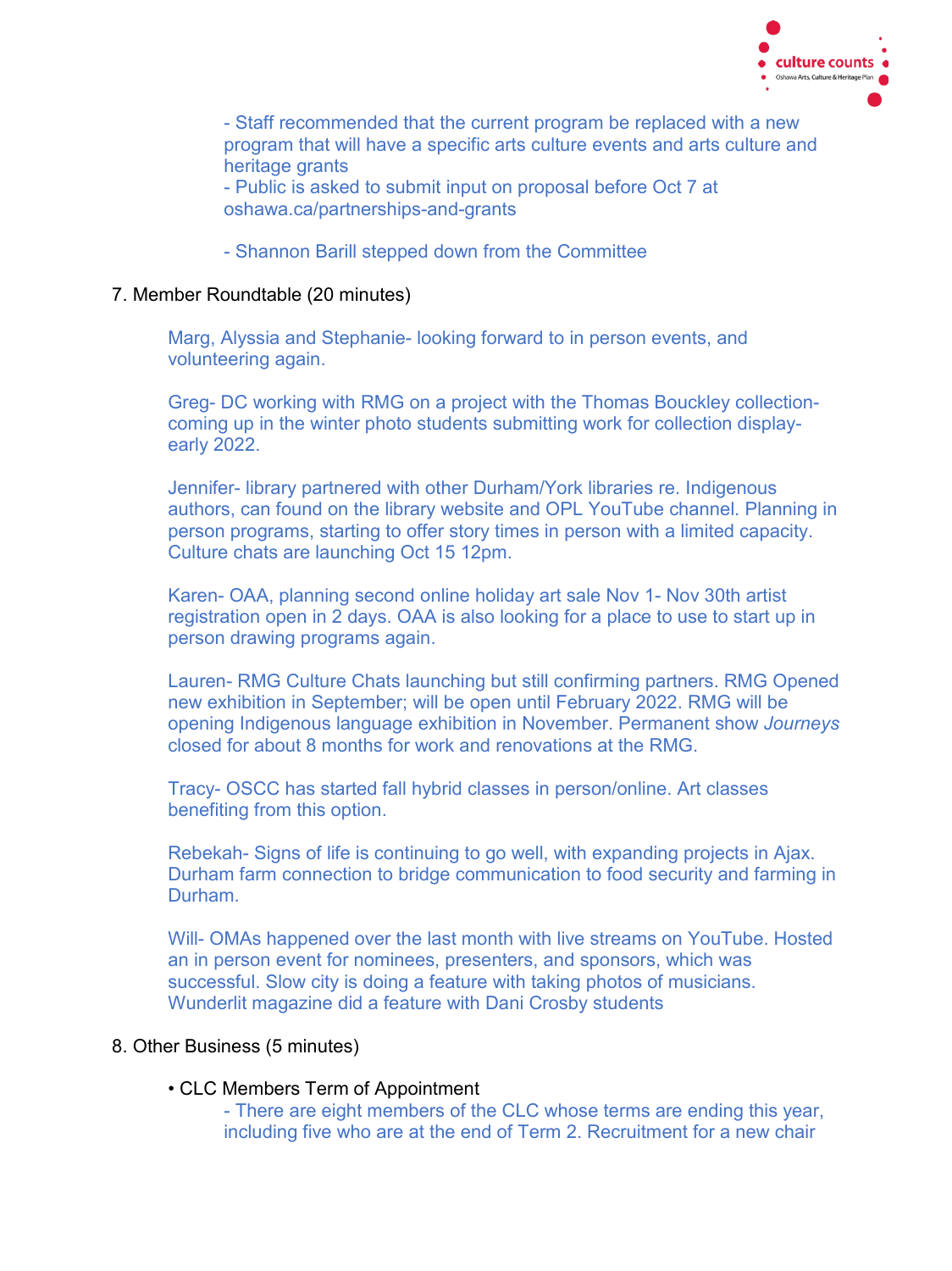- Staff recommended that the current program be replaced with a new program that will have a specific arts culture events and arts culture and heritage grants
- Public is asked to submit input on proposal before Oct 7 at oshawa.ca/partnerships-and-grants

- Shannon Barill stepped down from the Committee

7. Member Roundtable (20 minutes)

Marg, Alyssia and Stephanie- looking forward to in person events, and volunteering again.

Greg- DC working with RMG on a project with the Thomas Bouckley collection- coming up in the winter photo students submitting work for collection display- early 2022.

Jennifer- library partnered with other Durham/York libraries re. Indigenous authors, can found on the library website and OPL YouTube channel. Planning in person programs, starting to offer story times in person with a limited capacity. Culture chats are launching Oct 15 12pm.

Karen- OAA, planning second online holiday art sale Nov 1- Nov 30th artist registration open in 2 days. OAA is also looking for a place to use to start up in person drawing programs again.

Lauren- RMG Culture Chats launching but still confirming partners. RMG Opened new exhibition in September; will be open until February 2022. RMG will be opening Indigenous language exhibition in November. Permanent show *Journeys* closed for about 8 months for work and renovations at the RMG.

Tracy- OSCC has started fall hybrid classes in person/online. Art classes benefiting from this option.

Rebekah- Signs of life is continuing to go well, with expanding projects in Ajax. Durham farm connection to bridge communication to food security and farming in Durham.

Will- OMAs happened over the last month with live streams on YouTube. Hosted an in person event for nominees, presenters, and sponsors, which was successful. Slow city is doing a feature with taking photos of musicians. Wunderlit magazine did a feature with Dani Crosby students

8. Other Business (5 minutes)

- CLC Members Term of Appointment
  - There are eight members of the CLC whose terms are ending this year, including five who are at the end of Term 2. Recruitment for a new chair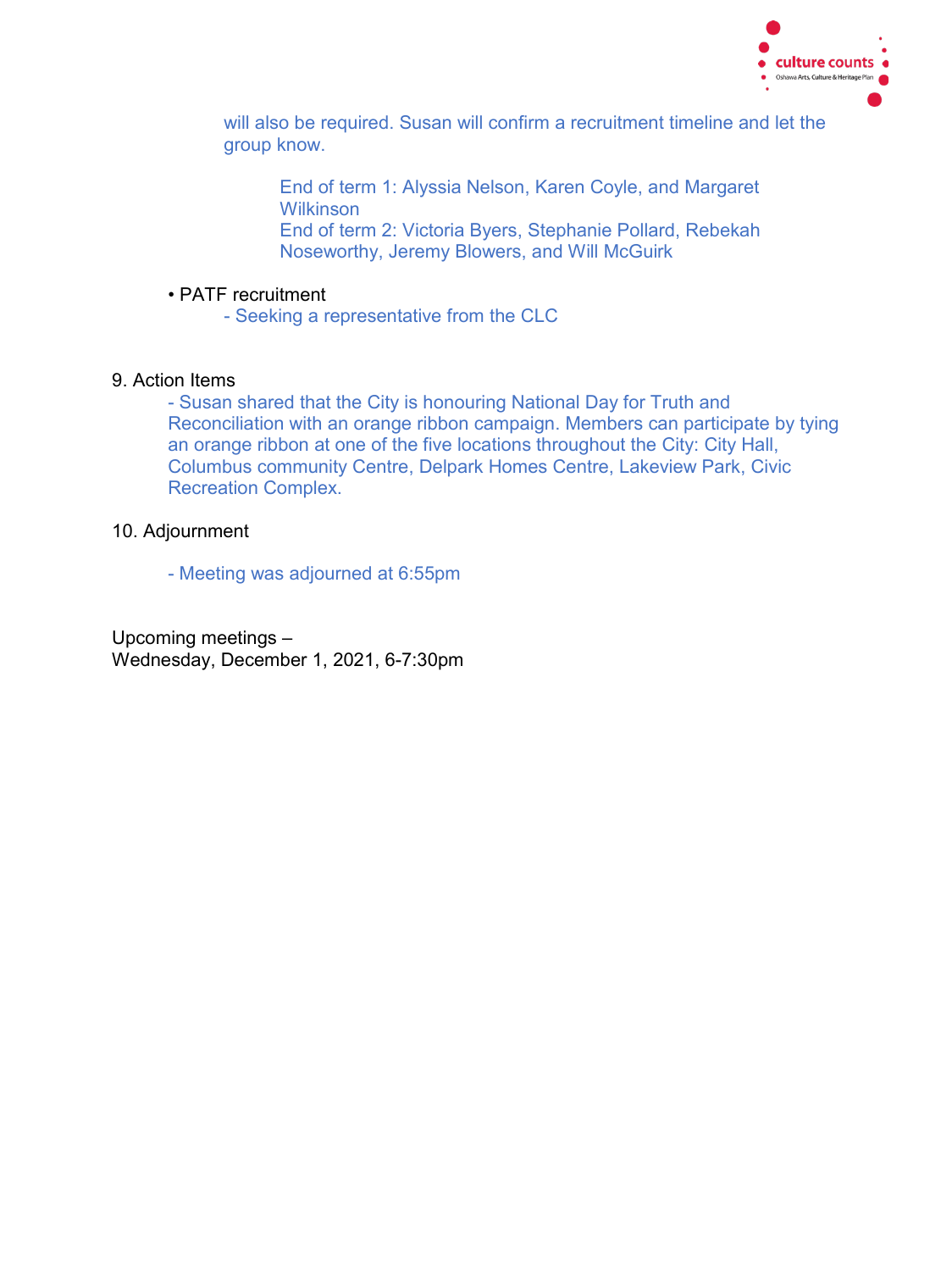will also be required. Susan will confirm a recruitment timeline and let the group know.

End of term 1: Alyssia Nelson, Karen Coyle, and Margaret Wilkinson
End of term 2: Victoria Byers, Stephanie Pollard, Rebekah Noseworthy, Jeremy Blowers, and Will McGuirk

- PATF recruitment
  - Seeking a representative from the CLC

9. Action Items
   - Susan shared that the City is honouring National Day for Truth and Reconciliation with an orange ribbon campaign. Members can participate by tying an orange ribbon at one of the five locations throughout the City: City Hall, Columbus community Centre, Delpark Homes Centre, Lakeview Park, Civic Recreation Complex.

10. Adjournment
    - Meeting was adjourned at 6:55pm

Upcoming meetings –
Wednesday, December 1, 2021, 6-7:30pm